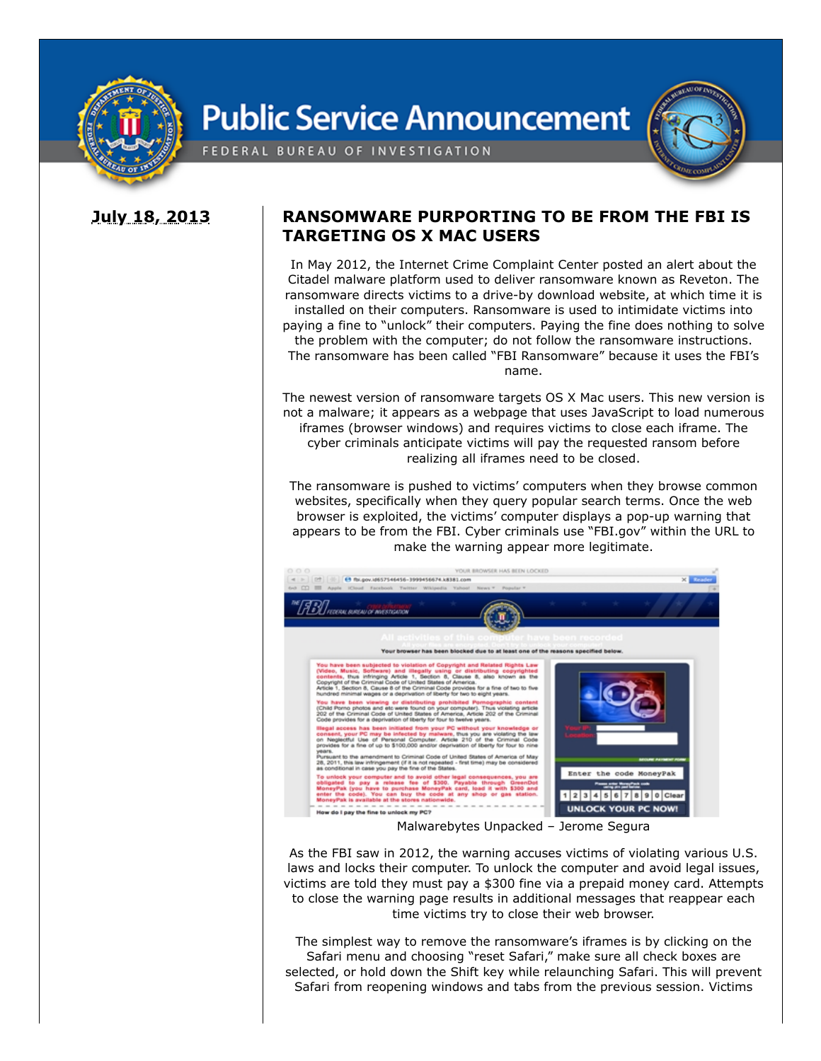# Public Service Announcement

FEDERAL BUREAU OF INVESTIGATION

**July 18, 2013**

## RANSOMWARE PURPORTING TO BE FROM THE FBI IS TARGETING OS X MAC USERS

In May 2012, the Internet Crime Complaint Center posted an alert about the Citadel malware platform used to deliver ransomware known as Reveton. The ransomware directs victims to a drive-by download website, at which time it is installed on their computers. Ransomware is used to intimidate victims into paying a fine to "unlock" their computers. Paying the fine does nothing to solve the problem with the computer; do not follow the ransomware instructions. The ransomware has been called "FBI Ransomware" because it uses the FBI's name.

The newest version of ransomware targets OS X Mac users. This new version is not a malware; it appears as a webpage that uses JavaScript to load numerous iframes (browser windows) and requires victims to close each iframe. The cyber criminals anticipate victims will pay the requested ransom before realizing all iframes need to be closed.

The ransomware is pushed to victims' computers when they browse common websites, specifically when they query popular search terms. Once the web browser is exploited, the victims' computer displays a pop-up warning that appears to be from the FBI. Cyber criminals use "FBI.gov" within the URL to make the warning appear more legitimate.

Malwarebytes Unpacked – Jerome Segura

As the FBI saw in 2012, the warning accuses victims of violating various U.S. laws and locks their computer. To unlock the computer and avoid legal issues, victims are told they must pay a $300 fine via a prepaid money card. Attempts to close the warning page results in additional messages that reappear each time victims try to close their web browser.

The simplest way to remove the ransomware's iframes is by clicking on the Safari menu and choosing "reset Safari," make sure all check boxes are selected, or hold down the Shift key while relaunching Safari. This will prevent Safari from reopening windows and tabs from the previous session. Victims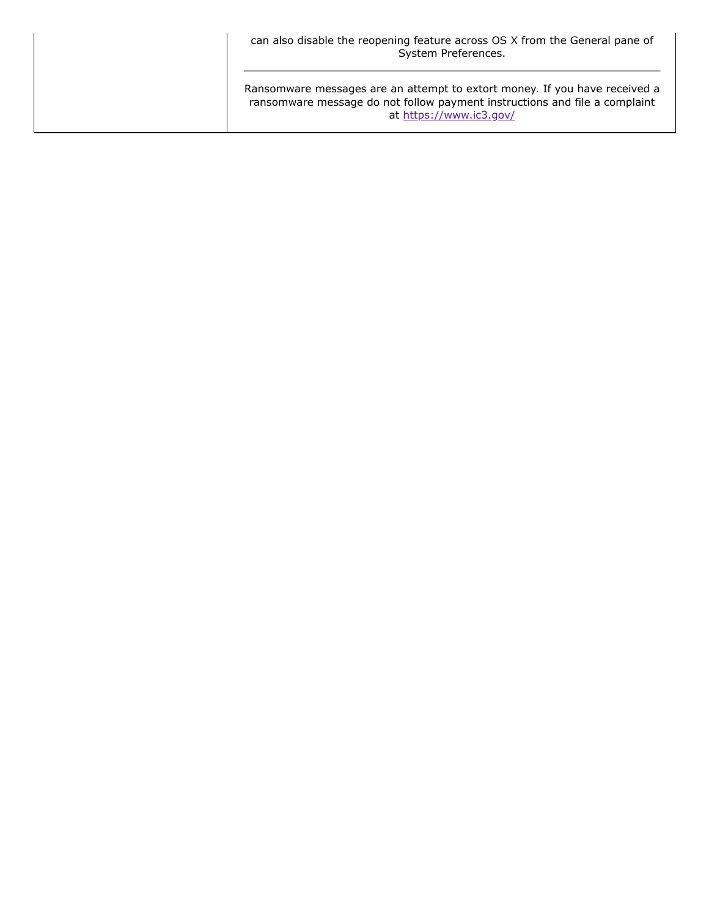| | |
|---|---|
| | can also disable the reopening feature across OS X from the General pane of System Preferences.<br><br>---<br><br>Ransomware messages are an attempt to extort money. If you have received a ransomware message do not follow payment instructions and file a complaint at https://www.ic3.gov/ |